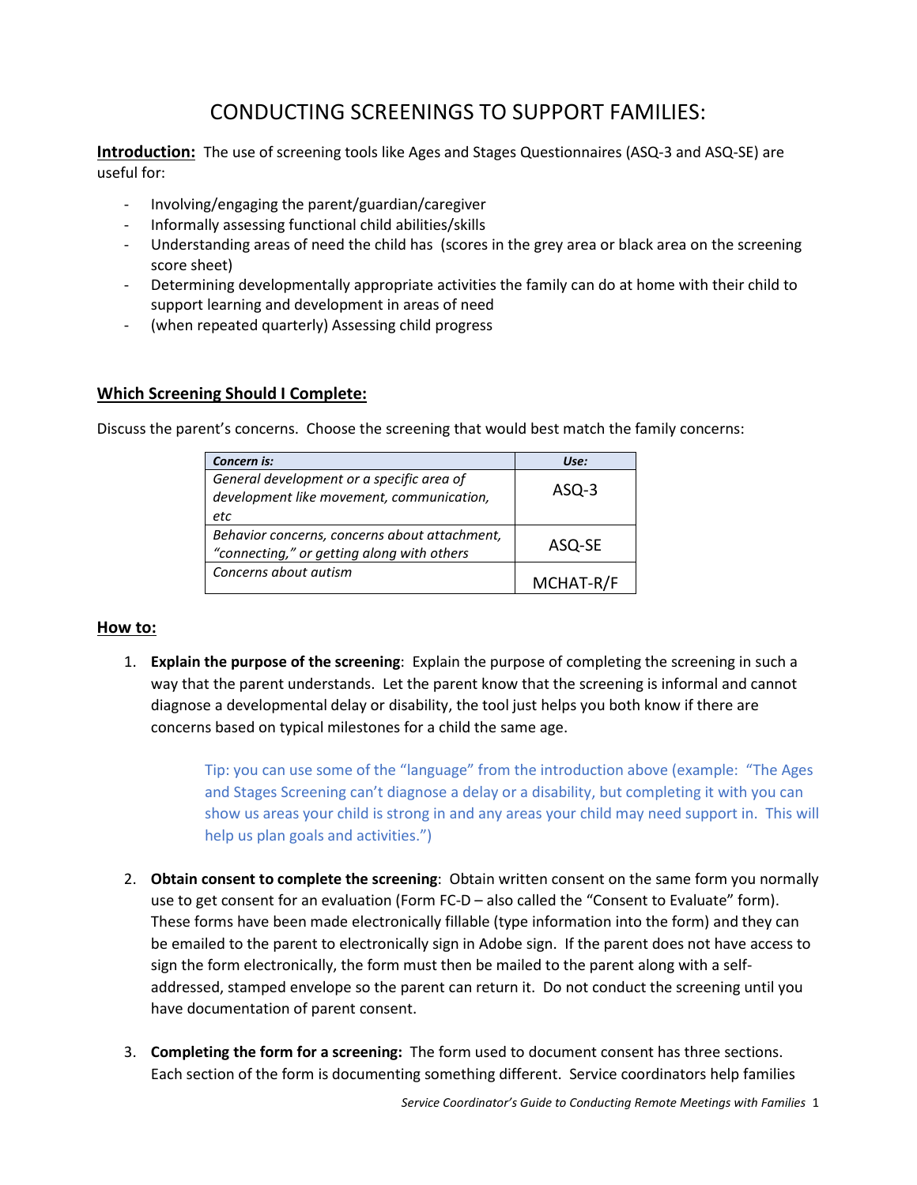# CONDUCTING SCREENINGS TO SUPPORT FAMILIES:

**Introduction:** The use of screening tools like Ages and Stages Questionnaires (ASQ-3 and ASQ-SE) are useful for:

- Involving/engaging the parent/guardian/caregiver
- Informally assessing functional child abilities/skills
- Understanding areas of need the child has (scores in the grey area or black area on the screening score sheet)
- Determining developmentally appropriate activities the family can do at home with their child to support learning and development in areas of need
- (when repeated quarterly) Assessing child progress

## Which Screening Should I Complete:

Discuss the parent's concerns. Choose the screening that would best match the family concerns:

| ***Concern is:*** | ***Use:*** |
|---|---|
| *General development or a specific area of development like movement, communication, etc* | ASQ-3 |
| *Behavior concerns, concerns about attachment, "connecting," or getting along with others* | ASQ-SE |
| *Concerns about autism* | MCHAT-R/F |

## How to:

1. **Explain the purpose of the screening**: Explain the purpose of completing the screening in such a way that the parent understands. Let the parent know that the screening is informal and cannot diagnose a developmental delay or disability, the tool just helps you both know if there are concerns based on typical milestones for a child the same age.

   Tip: you can use some of the "language" from the introduction above (example: "The Ages and Stages Screening can't diagnose a delay or a disability, but completing it with you can show us areas your child is strong in and any areas your child may need support in. This will help us plan goals and activities.")

2. **Obtain consent to complete the screening**: Obtain written consent on the same form you normally use to get consent for an evaluation (Form FC-D – also called the "Consent to Evaluate" form). These forms have been made electronically fillable (type information into the form) and they can be emailed to the parent to electronically sign in Adobe sign. If the parent does not have access to sign the form electronically, the form must then be mailed to the parent along with a self-addressed, stamped envelope so the parent can return it. Do not conduct the screening until you have documentation of parent consent.

3. **Completing the form for a screening:** The form used to document consent has three sections. Each section of the form is documenting something different. Service coordinators help families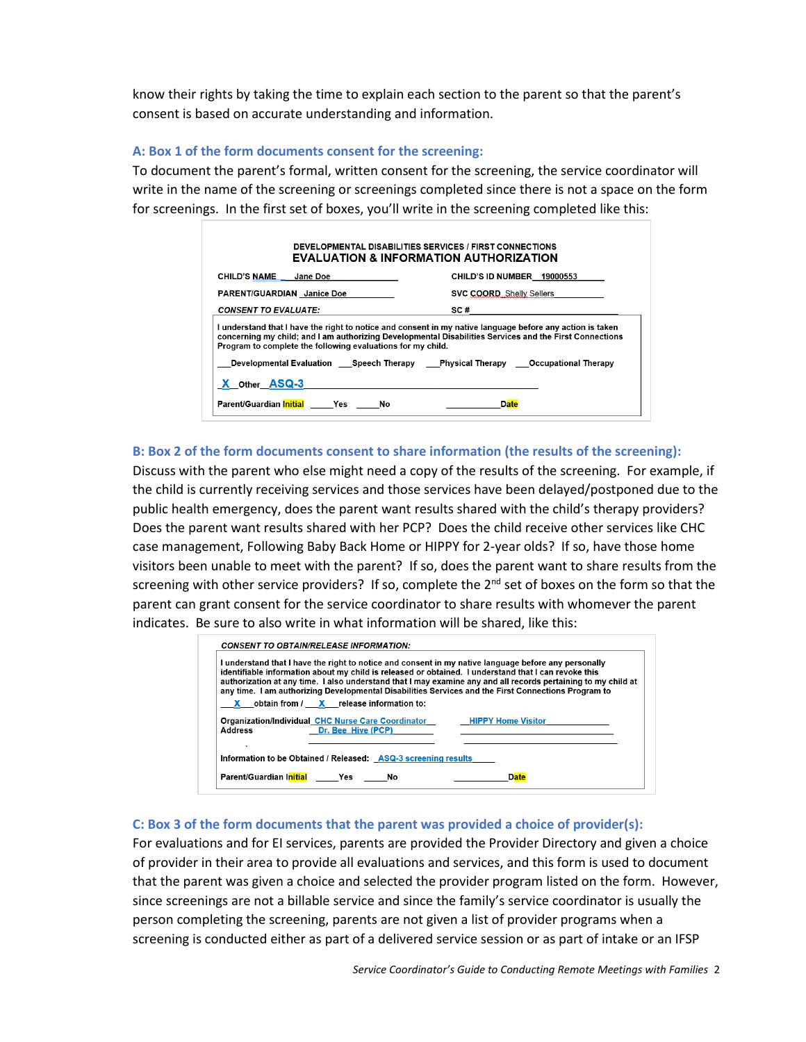know their rights by taking the time to explain each section to the parent so that the parent's consent is based on accurate understanding and information.

### A: Box 1 of the form documents consent for the screening:

To document the parent's formal, written consent for the screening, the service coordinator will write in the name of the screening or screenings completed since there is not a space on the form for screenings. In the first set of boxes, you'll write in the screening completed like this:

DEVELOPMENTAL DISABILITIES SERVICES / FIRST CONNECTIONS
**EVALUATION & INFORMATION AUTHORIZATION**

CHILD'S NAME ___Jane Doe___________ CHILD'S ID NUMBER__19000553_____

PARENT/GUARDIAN _Janice Doe__________ SVC COORD_Shelly Sellers__________

*CONSENT TO EVALUATE:* SC #_______________________

I understand that I have the right to notice and consent in my native language before any action is taken concerning my child; and I am authorizing Developmental Disabilities Services and the First Connections Program to complete the following evaluations for my child.

___Developmental Evaluation ___Speech Therapy ___Physical Therapy ___Occupational Therapy

_X__Other__ASQ-3_______________________

Parent/Guardian Initial _____Yes _____No ___________Date

### B: Box 2 of the form documents consent to share information (the results of the screening):

Discuss with the parent who else might need a copy of the results of the screening. For example, if the child is currently receiving services and those services have been delayed/postponed due to the public health emergency, does the parent want results shared with the child's therapy providers? Does the parent want results shared with her PCP? Does the child receive other services like CHC case management, Following Baby Back Home or HIPPY for 2-year olds? If so, have those home visitors been unable to meet with the parent? If so, does the parent want to share results from the screening with other service providers? If so, complete the 2nd set of boxes on the form so that the parent can grant consent for the service coordinator to share results with whomever the parent indicates. Be sure to also write in what information will be shared, like this:

*CONSENT TO OBTAIN/RELEASE INFORMATION:*

I understand that I have the right to notice and consent in my native language before any personally identifiable information about my child is released or obtained. I understand that I can revoke this authorization at any time. I also understand that I may examine any and all records pertaining to my child at any time. I am authorizing Developmental Disabilities Services and the First Connections Program to

___X___obtain from / ___X___release information to:

Organization/Individual_CHC Nurse Care Coordinator__ __HIPPY Home Visitor__________
Address ___Dr. Bee Hive (PCP)_______

Information to be Obtained / Released: _ASQ-3 screening results_____

Parent/Guardian Initial _____Yes _____No ___________Date

### C: Box 3 of the form documents that the parent was provided a choice of provider(s):

For evaluations and for EI services, parents are provided the Provider Directory and given a choice of provider in their area to provide all evaluations and services, and this form is used to document that the parent was given a choice and selected the provider program listed on the form. However, since screenings are not a billable service and since the family's service coordinator is usually the person completing the screening, parents are not given a list of provider programs when a screening is conducted either as part of a delivered service session or as part of intake or an IFSP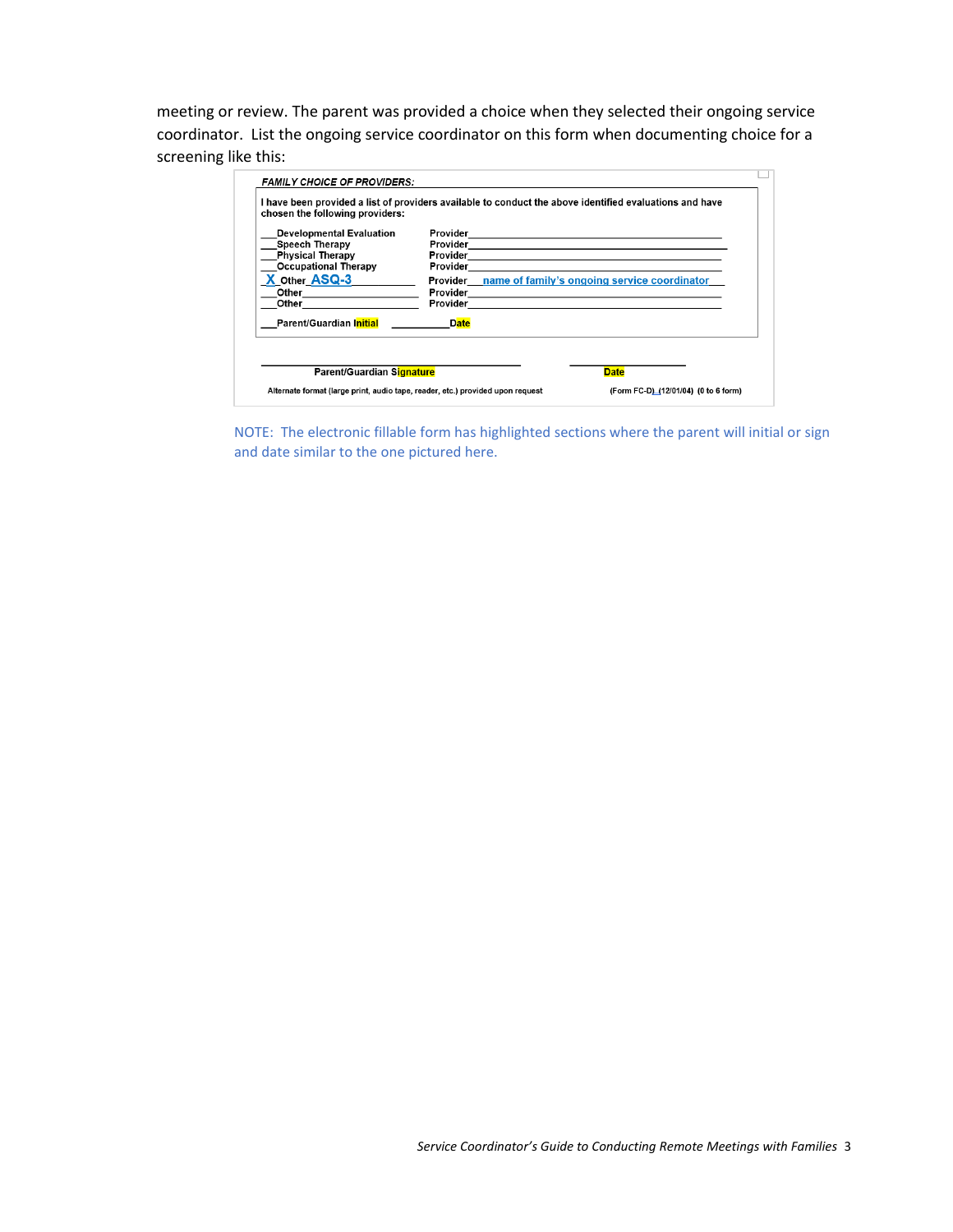meeting or review. The parent was provided a choice when they selected their ongoing service coordinator. List the ongoing service coordinator on this form when documenting choice for a screening like this:

***FAMILY CHOICE OF PROVIDERS:***

**I have been provided a list of providers available to conduct the above identified evaluations and have chosen the following providers:**

| | |
|---|---|
| ___Developmental Evaluation | Provider___________________________ |
| ___Speech Therapy | Provider___________________________ |
| ___Physical Therapy | Provider___________________________ |
| ___Occupational Therapy | Provider___________________________ |
| X Other ASQ-3 | Provider name of family's ongoing service coordinator |
| ___Other___________ | Provider___________________________ |
| ___Other___________ | Provider___________________________ |

___Parent/Guardian Initial ___________Date

_______________________________ Parent/Guardian Signature

_______________ Date

Alternate format (large print, audio tape, reader, etc.) provided upon request

(Form FC-D) (12/01/04) (0 to 6 form)

NOTE: The electronic fillable form has highlighted sections where the parent will initial or sign and date similar to the one pictured here.